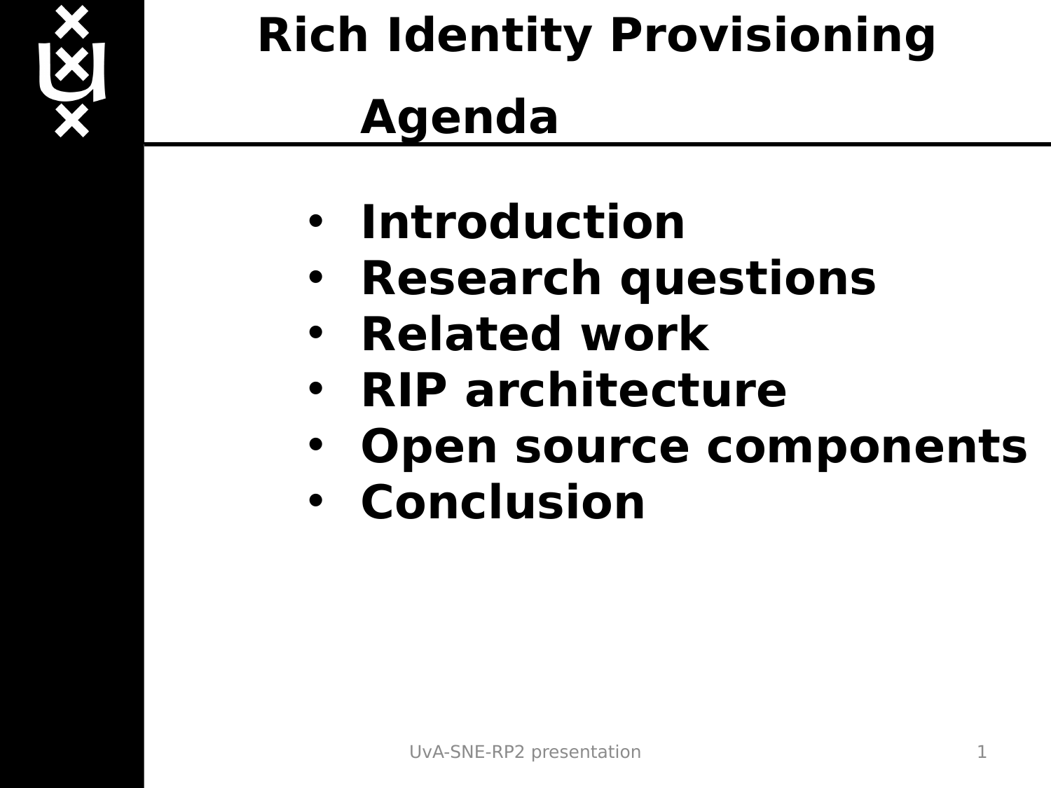# Rich Identity Provisioning

## Agenda

- Introduction
- Research questions
- Related work
- RIP architecture
- Open source components
- Conclusion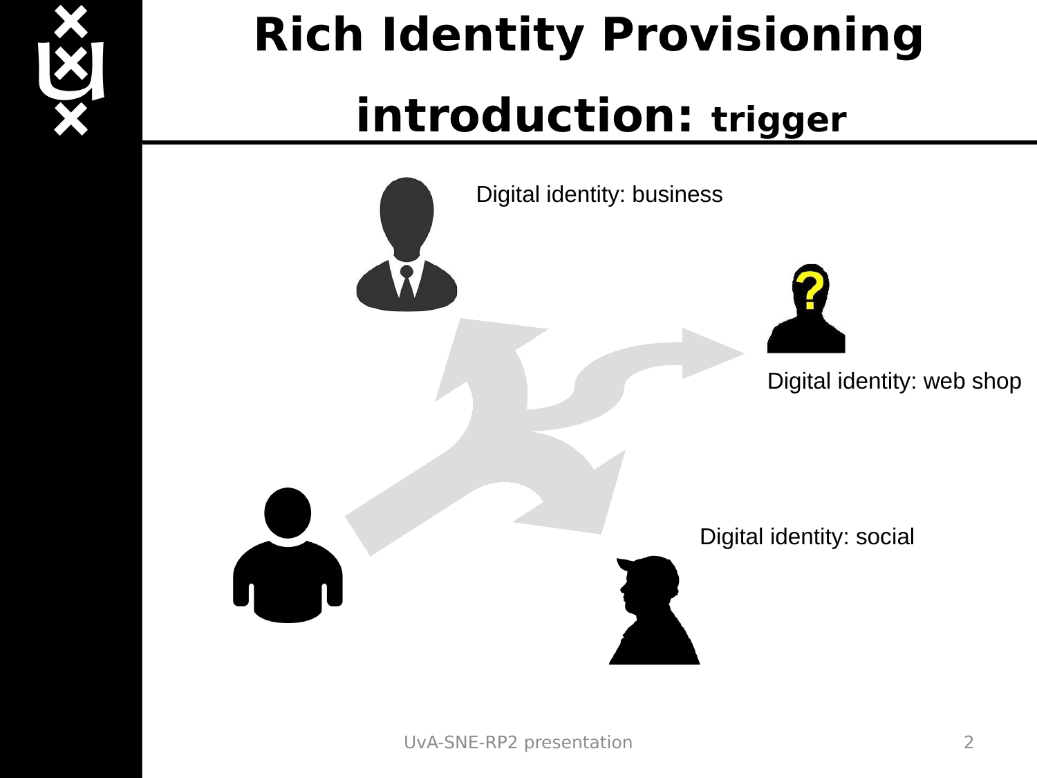# Rich Identity Provisioning

## introduction: trigger

Digital identity: business

Digital identity: web shop

Digital identity: social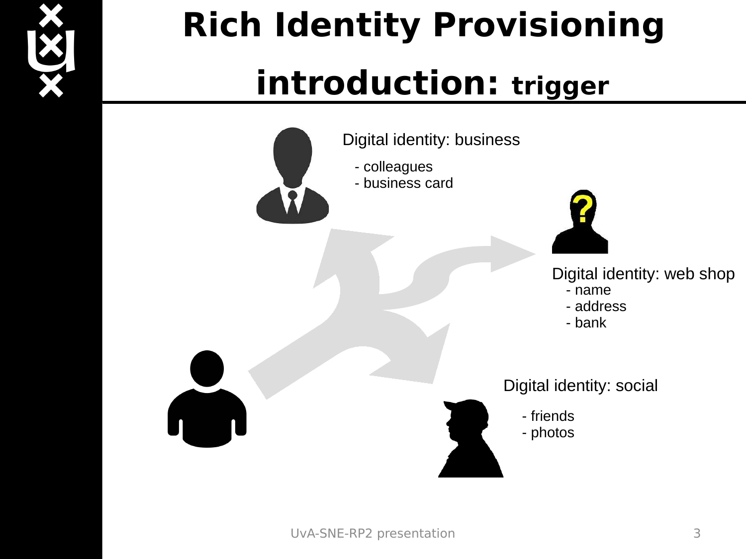# Rich Identity Provisioning

## introduction: trigger

Digital identity: business

- colleagues
- business card

Digital identity: web shop

- name
- address
- bank

Digital identity: social

- friends
- photos

UvA-SNE-RP2 presentation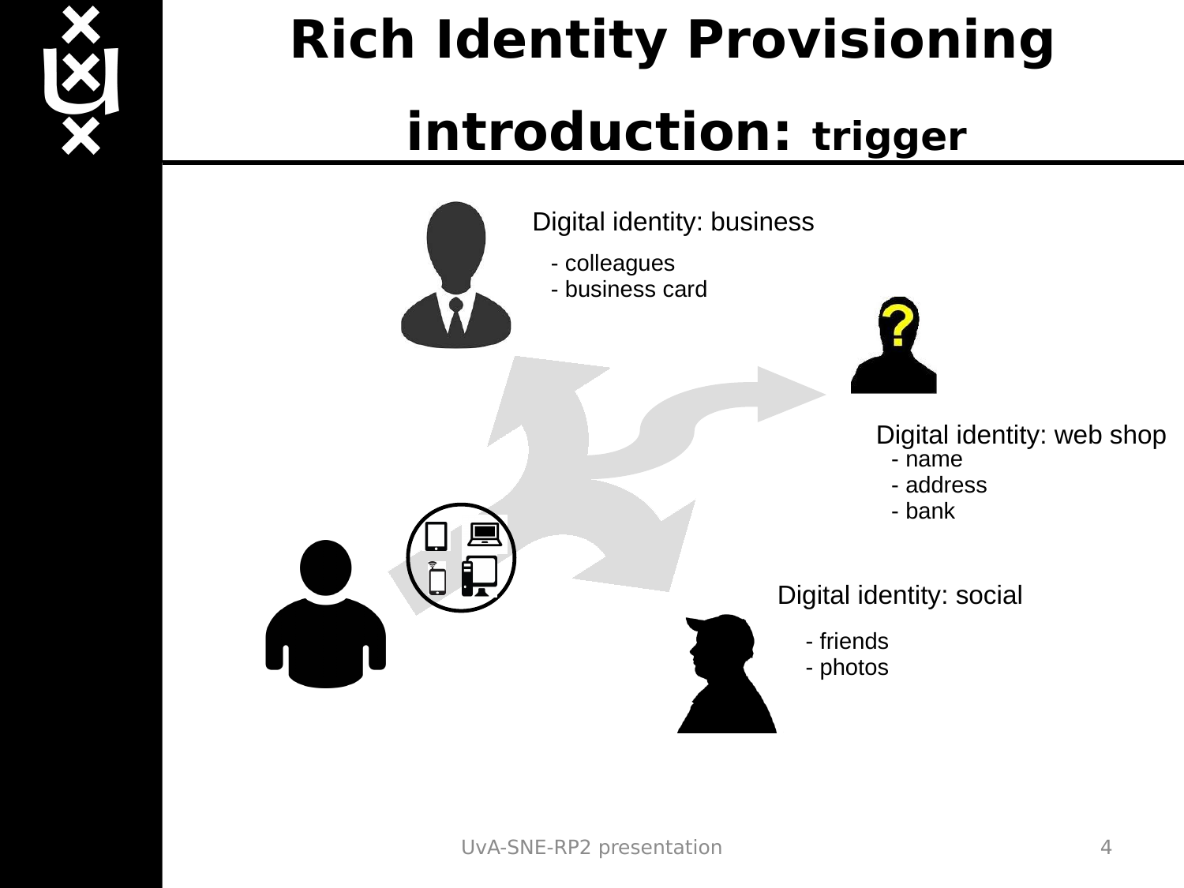# Rich Identity Provisioning

## introduction: trigger

Digital identity: business

- colleagues
- business card

Digital identity: web shop

- name
- address
- bank

Digital identity: social

- friends
- photos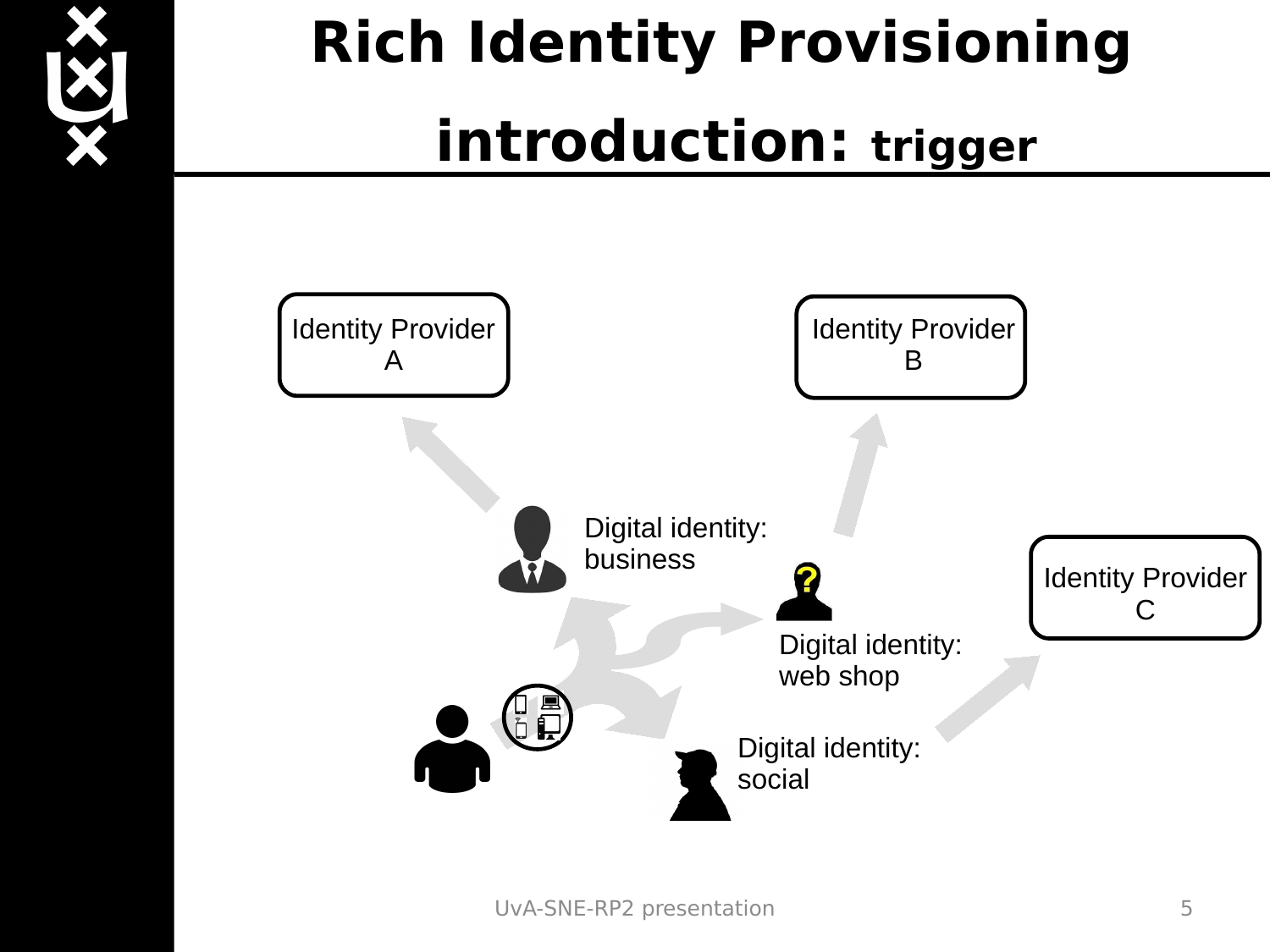# Rich Identity Provisioning

## introduction: trigger

Identity Provider A

Identity Provider B

Identity Provider C

Digital identity: business

Digital identity: web shop

Digital identity: social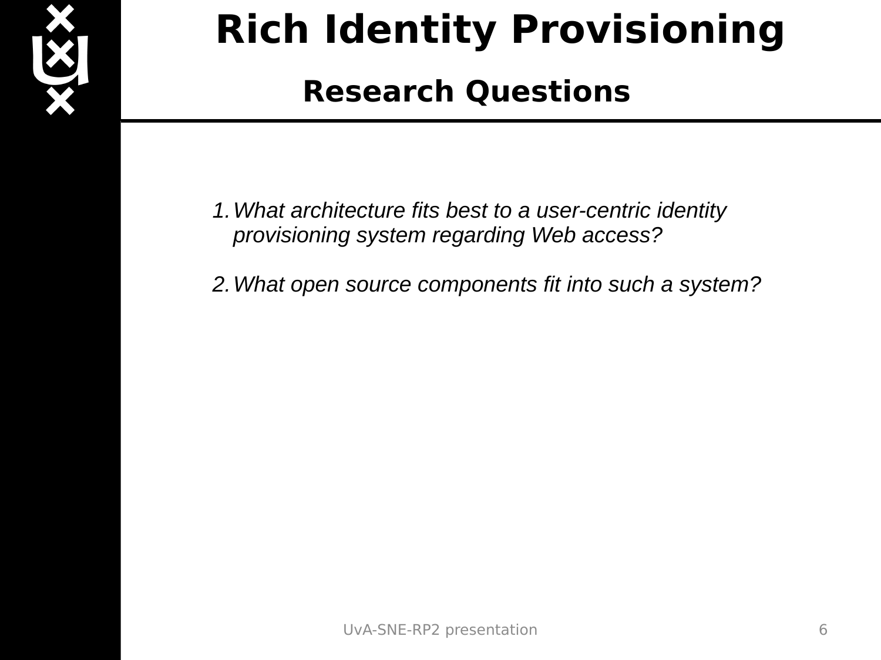# Rich Identity Provisioning

## Research Questions

1. *What architecture fits best to a user-centric identity provisioning system regarding Web access?*

2. *What open source components fit into such a system?*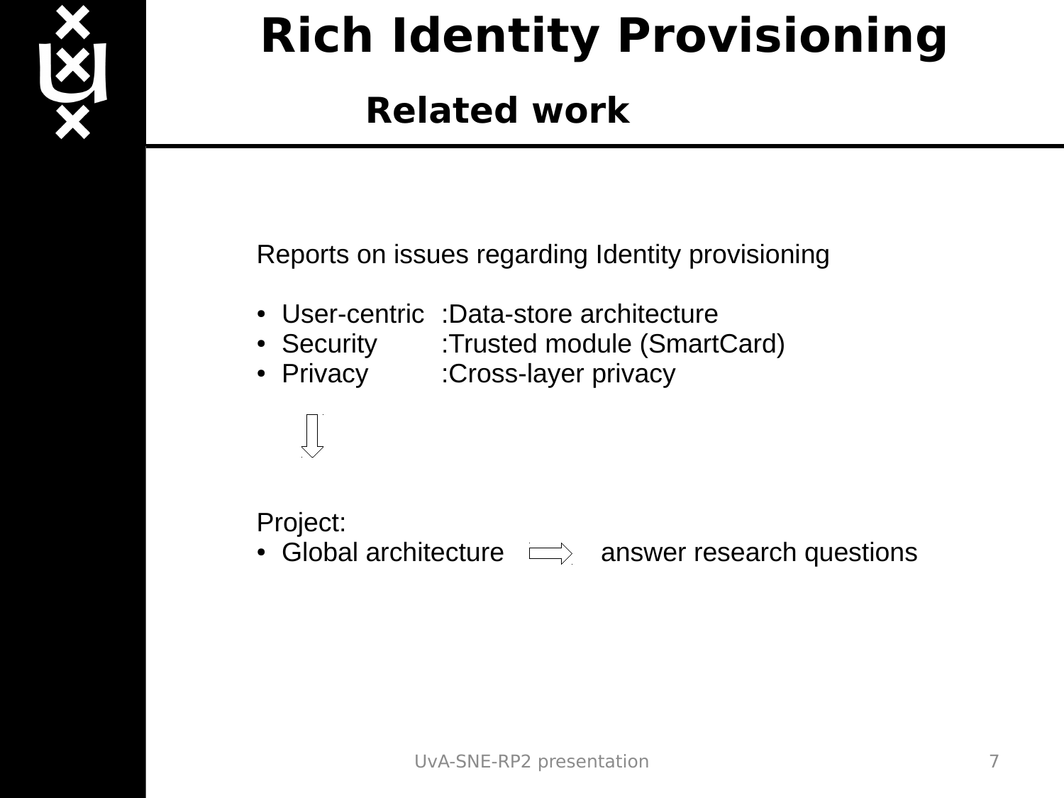# Rich Identity Provisioning

## Related work

Reports on issues regarding Identity provisioning

- User-centric :Data-store architecture
- Security :Trusted module (SmartCard)
- Privacy :Cross-layer privacy

⇩

Project:

- Global architecture ⇨ answer research questions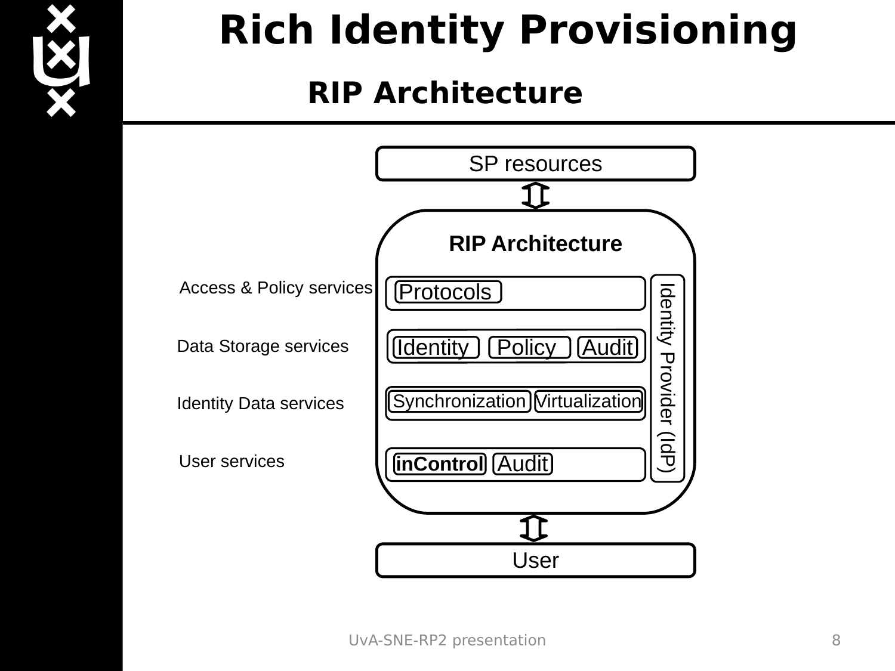# Rich Identity Provisioning

## RIP Architecture

SP resources

RIP Architecture

| | | |
|---|---|---|
| Access & Policy services | Protocols | Identity Provider (IdP) |
| Data Storage services | Identity, Policy, Audit | |
| Identity Data services | Synchronization, Virtualization | |
| User services | **inControl**, Audit | |

User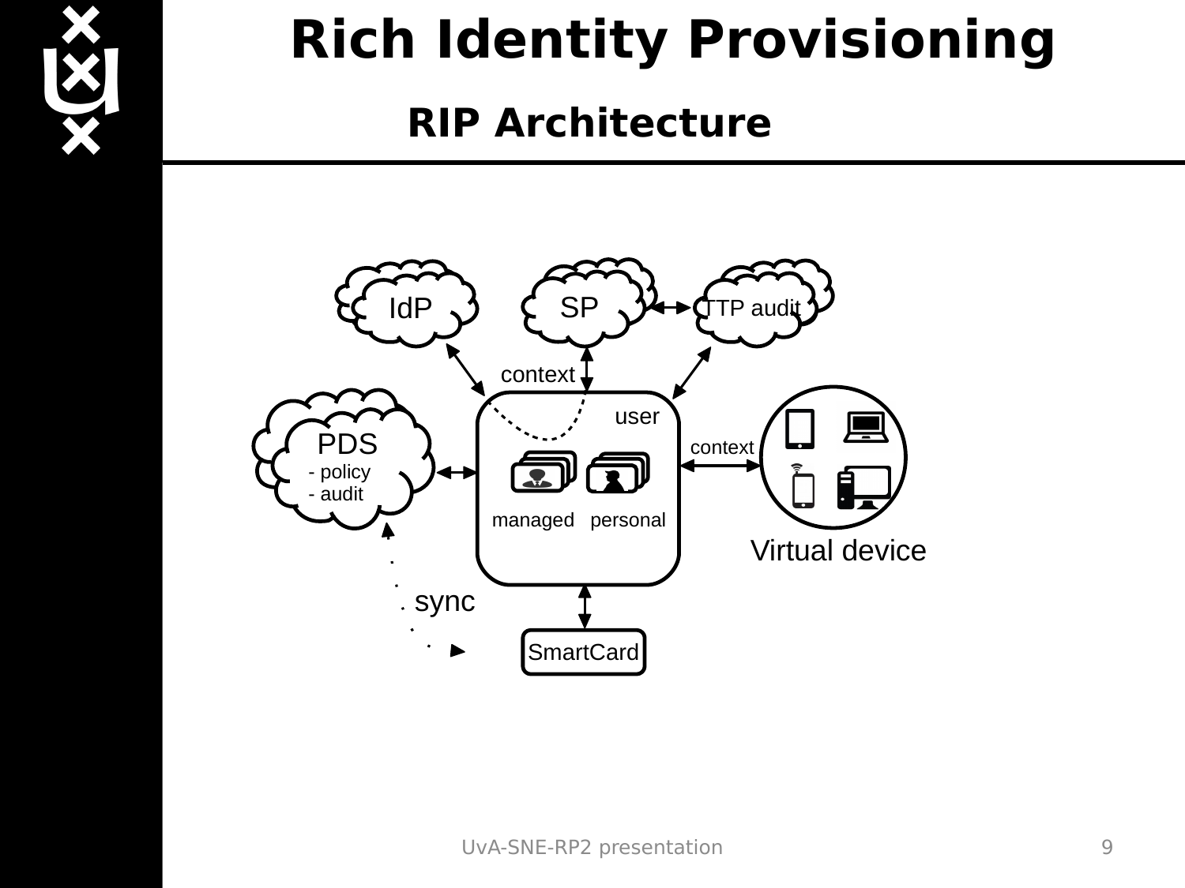# Rich Identity Provisioning

## RIP Architecture

IdP

SP

TTP audit

context

user

PDS
- policy
- audit

context

managed personal

Virtual device

sync

SmartCard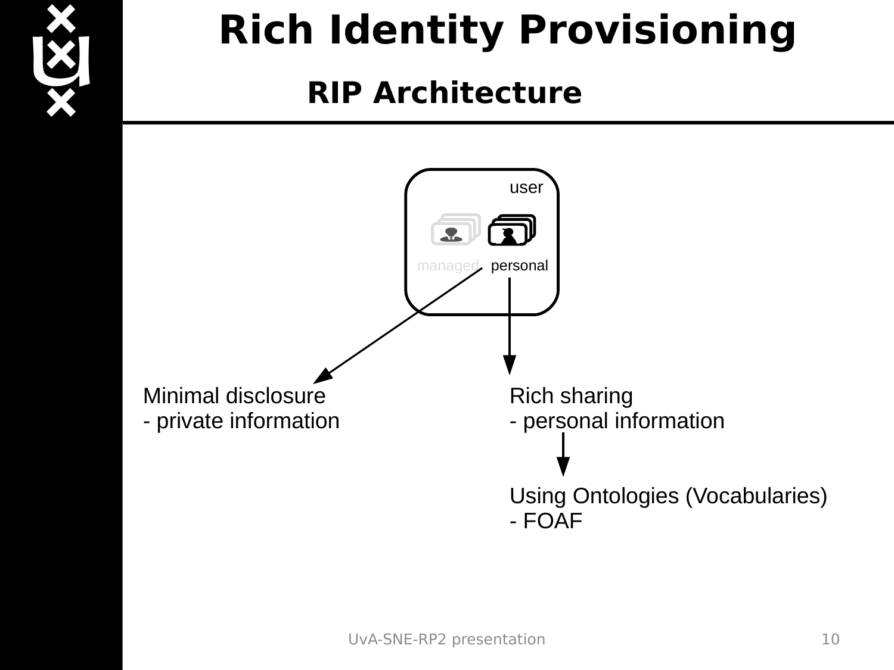# Rich Identity Provisioning

## RIP Architecture

user

managed personal

Minimal disclosure
- private information

Rich sharing
- personal information

Using Ontologies (Vocabularies)
- FOAF

UvA-SNE-RP2 presentation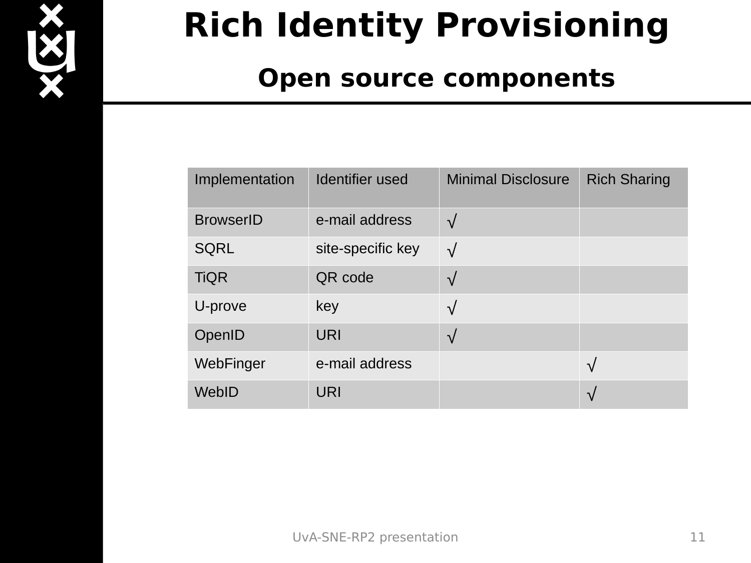# Rich Identity Provisioning

## Open source components

| Implementation | Identifier used | Minimal Disclosure | Rich Sharing |
|---|---|---|---|
| BrowserID | e-mail address | √ | |
| SQRL | site-specific key | √ | |
| TiQR | QR code | √ | |
| U-prove | key | √ | |
| OpenID | URI | √ | |
| WebFinger | e-mail address | | √ |
| WebID | URI | | √ |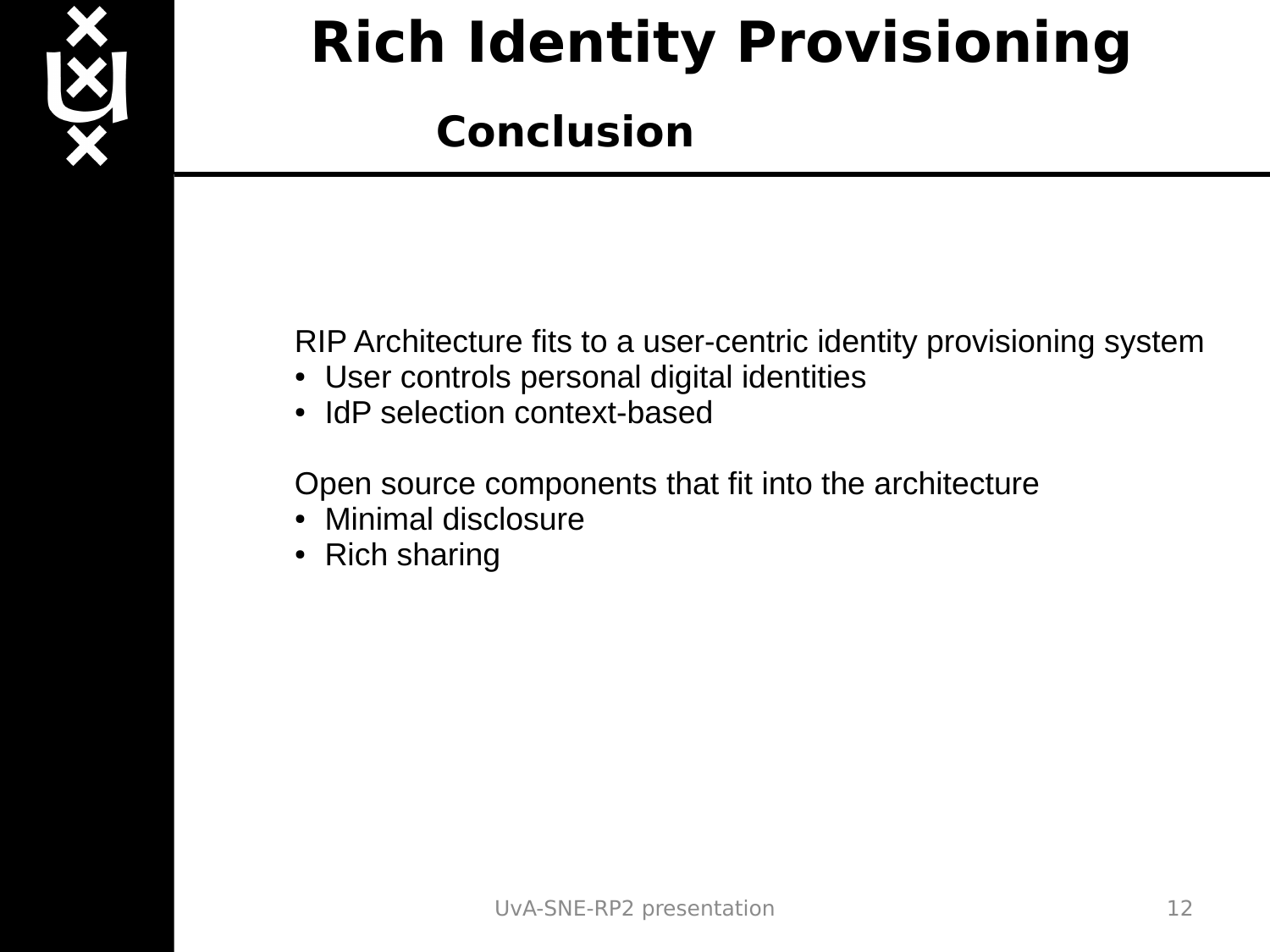# Rich Identity Provisioning

## Conclusion

RIP Architecture fits to a user-centric identity provisioning system

- User controls personal digital identities
- IdP selection context-based

Open source components that fit into the architecture

- Minimal disclosure
- Rich sharing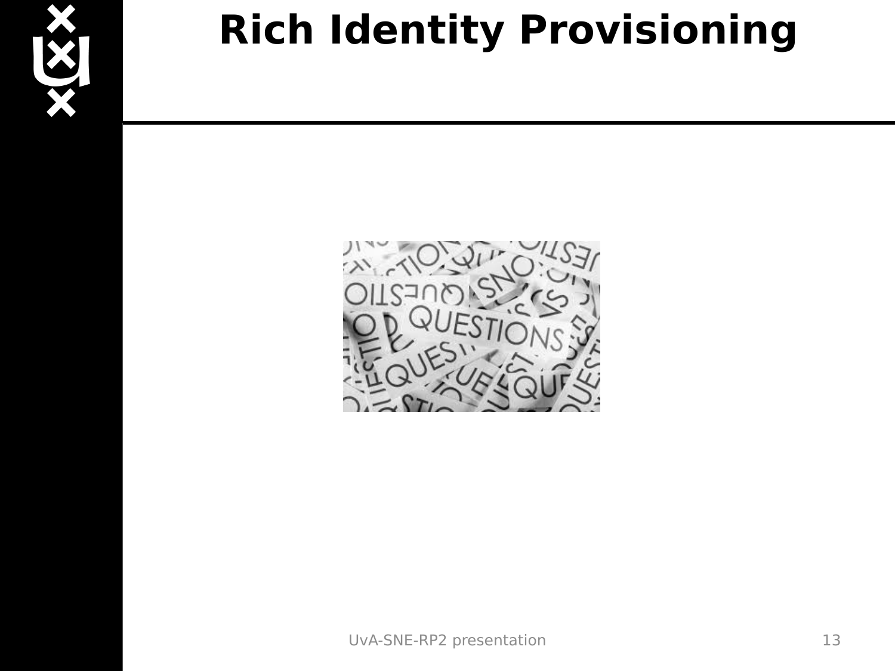# Rich Identity Provisioning